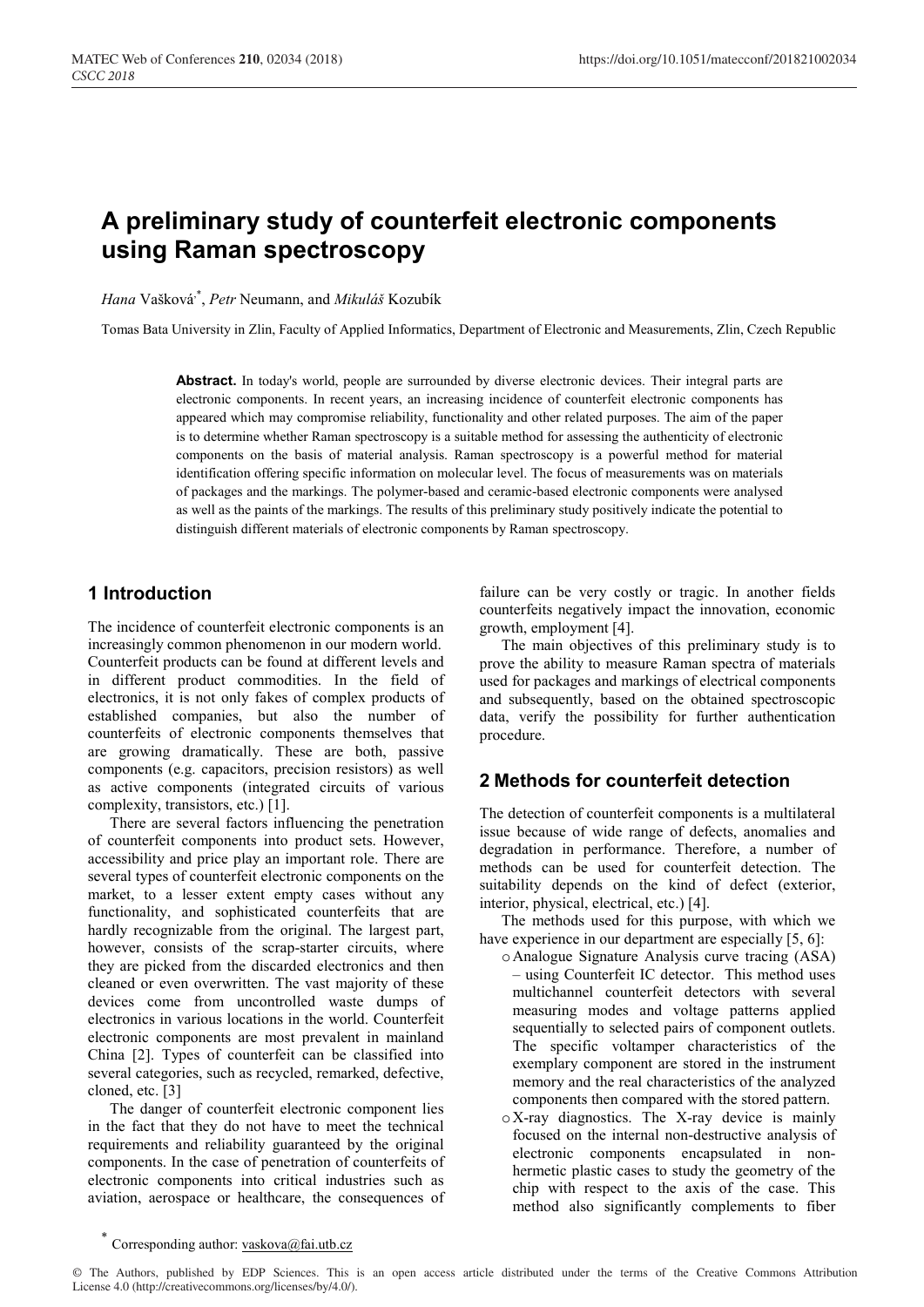# A preliminary study of counterfeit electronic components using Raman spectroscopy

*Hana* Vašková[*], *Petr* Neumann, and *Mikuláš* Kozubík

Tomas Bata University in Zlin, Faculty of Applied Informatics, Department of Electronic and Measurements, Zlin, Czech Republic

**Abstract.** In today's world, people are surrounded by diverse electronic devices. Their integral parts are electronic components. In recent years, an increasing incidence of counterfeit electronic components has appeared which may compromise reliability, functionality and other related purposes. The aim of the paper is to determine whether Raman spectroscopy is a suitable method for assessing the authenticity of electronic components on the basis of material analysis. Raman spectroscopy is a powerful method for material identification offering specific information on molecular level. The focus of measurements was on materials of packages and the markings. The polymer-based and ceramic-based electronic components were analysed as well as the paints of the markings. The results of this preliminary study positively indicate the potential to distinguish different materials of electronic components by Raman spectroscopy.

## 1 Introduction

The incidence of counterfeit electronic components is an increasingly common phenomenon in our modern world. Counterfeit products can be found at different levels and in different product commodities. In the field of electronics, it is not only fakes of complex products of established companies, but also the number of counterfeits of electronic components themselves that are growing dramatically. These are both, passive components (e.g. capacitors, precision resistors) as well as active components (integrated circuits of various complexity, transistors, etc.) [1].

There are several factors influencing the penetration of counterfeit components into product sets. However, accessibility and price play an important role. There are several types of counterfeit electronic components on the market, to a lesser extent empty cases without any functionality, and sophisticated counterfeits that are hardly recognizable from the original. The largest part, however, consists of the scrap-starter circuits, where they are picked from the discarded electronics and then cleaned or even overwritten. The vast majority of these devices come from uncontrolled waste dumps of electronics in various locations in the world. Counterfeit electronic components are most prevalent in mainland China [2]. Types of counterfeit can be classified into several categories, such as recycled, remarked, defective, cloned, etc. [3]

The danger of counterfeit electronic component lies in the fact that they do not have to meet the technical requirements and reliability guaranteed by the original components. In the case of penetration of counterfeits of electronic components into critical industries such as aviation, aerospace or healthcare, the consequences of failure can be very costly or tragic. In another fields counterfeits negatively impact the innovation, economic growth, employment [4].

The main objectives of this preliminary study is to prove the ability to measure Raman spectra of materials used for packages and markings of electrical components and subsequently, based on the obtained spectroscopic data, verify the possibility for further authentication procedure.

## 2 Methods for counterfeit detection

The detection of counterfeit components is a multilateral issue because of wide range of defects, anomalies and degradation in performance. Therefore, a number of methods can be used for counterfeit detection. The suitability depends on the kind of defect (exterior, interior, physical, electrical, etc.) [4].

The methods used for this purpose, with which we have experience in our department are especially [5, 6]:

- Analogue Signature Analysis curve tracing (ASA) – using Counterfeit IC detector. This method uses multichannel counterfeit detectors with several measuring modes and voltage patterns applied sequentially to selected pairs of component outlets. The specific voltamper characteristics of the exemplary component are stored in the instrument memory and the real characteristics of the analyzed components then compared with the stored pattern.
- X-ray diagnostics. The X-ray device is mainly focused on the internal non-destructive analysis of electronic components encapsulated in non-hermetic plastic cases to study the geometry of the chip with respect to the axis of the case. This method also significantly complements to fiber

[*] Corresponding author: vaskova@fai.utb.cz

© The Authors, published by EDP Sciences. This is an open access article distributed under the terms of the Creative Commons Attribution License 4.0 (http://creativecommons.org/licenses/by/4.0/).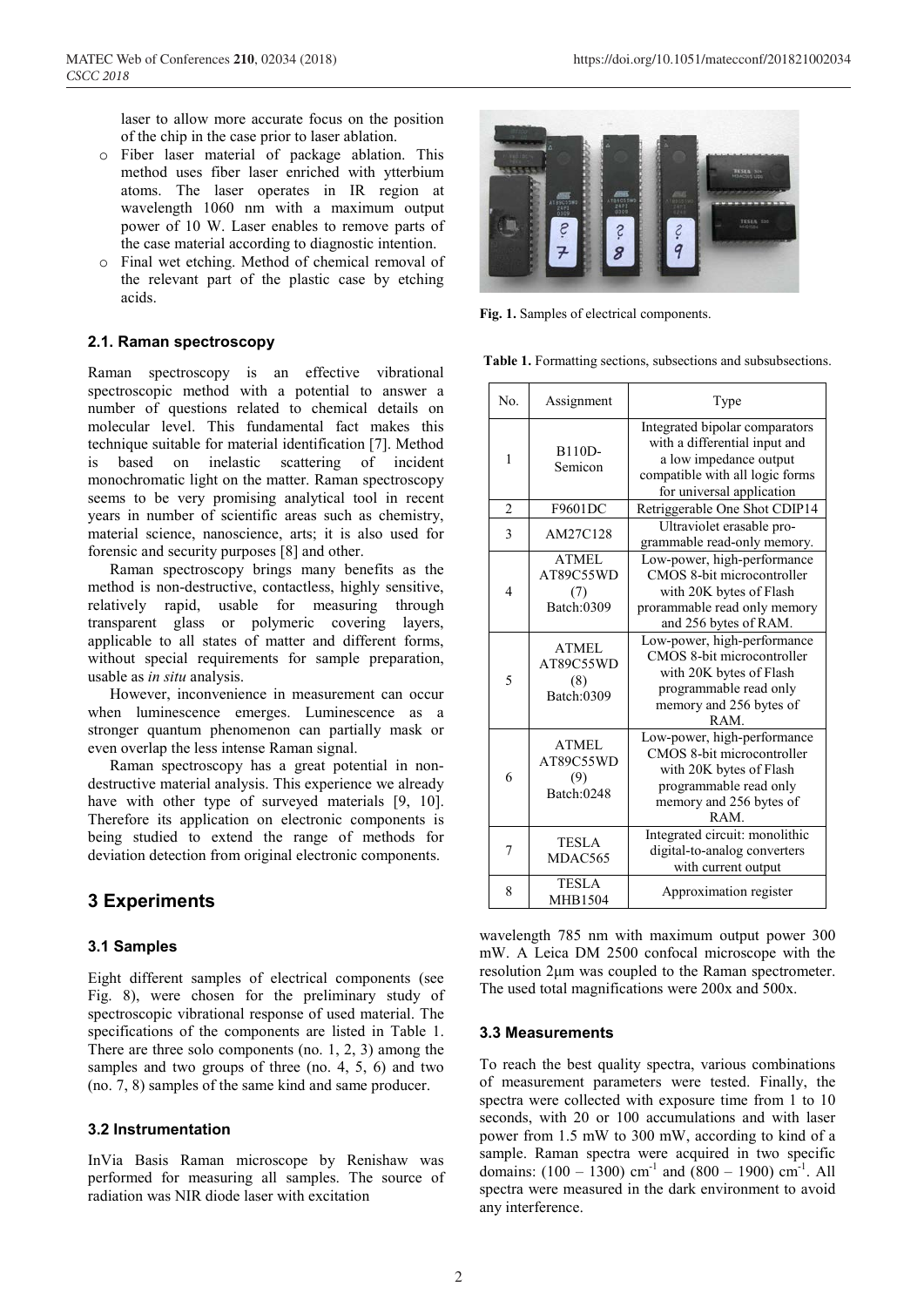laser to allow more accurate focus on the position of the chip in the case prior to laser ablation.

- Fiber laser material of package ablation. This method uses fiber laser enriched with ytterbium atoms. The laser operates in IR region at wavelength 1060 nm with a maximum output power of 10 W. Laser enables to remove parts of the case material according to diagnostic intention.
- Final wet etching. Method of chemical removal of the relevant part of the plastic case by etching acids.

### 2.1. Raman spectroscopy

Raman spectroscopy is an effective vibrational spectroscopic method with a potential to answer a number of questions related to chemical details on molecular level. This fundamental fact makes this technique suitable for material identification [7]. Method is based on inelastic scattering of incident monochromatic light on the matter. Raman spectroscopy seems to be very promising analytical tool in recent years in number of scientific areas such as chemistry, material science, nanoscience, arts; it is also used for forensic and security purposes [8] and other.

Raman spectroscopy brings many benefits as the method is non-destructive, contactless, highly sensitive, relatively rapid, usable for measuring through transparent glass or polymeric covering layers, applicable to all states of matter and different forms, without special requirements for sample preparation, usable as *in situ* analysis.

However, inconvenience in measurement can occur when luminescence emerges. Luminescence as a stronger quantum phenomenon can partially mask or even overlap the less intense Raman signal.

Raman spectroscopy has a great potential in non-destructive material analysis. This experience we already have with other type of surveyed materials [9, 10]. Therefore its application on electronic components is being studied to extend the range of methods for deviation detection from original electronic components.

## 3 Experiments

### 3.1 Samples

Eight different samples of electrical components (see Fig. 8), were chosen for the preliminary study of spectroscopic vibrational response of used material. The specifications of the components are listed in Table 1. There are three solo components (no. 1, 2, 3) among the samples and two groups of three (no. 4, 5, 6) and two (no. 7, 8) samples of the same kind and same producer.

### 3.2 Instrumentation

InVia Basis Raman microscope by Renishaw was performed for measuring all samples. The source of radiation was NIR diode laser with excitation wavelength 785 nm with maximum output power 300 mW. A Leica DM 2500 confocal microscope with the resolution 2μm was coupled to the Raman spectrometer. The used total magnifications were 200x and 500x.

**Fig. 1.** Samples of electrical components.

**Table 1.** Formatting sections, subsections and subsubsections.

| No. | Assignment | Type |
|---|---|---|
| 1 | B110D-Semicon | Integrated bipolar comparators with a differential input and a low impedance output compatible with all logic forms for universal application |
| 2 | F9601DC | Retriggerable One Shot CDIP14 |
| 3 | AM27C128 | Ultraviolet erasable pro-grammable read-only memory. |
| 4 | ATMEL AT89C55WD (7) Batch:0309 | Low-power, high-performance CMOS 8-bit microcontroller with 20K bytes of Flash prorammable read only memory and 256 bytes of RAM. |
| 5 | ATMEL AT89C55WD (8) Batch:0309 | Low-power, high-performance CMOS 8-bit microcontroller with 20K bytes of Flash programmable read only memory and 256 bytes of RAM. |
| 6 | ATMEL AT89C55WD (9) Batch:0248 | Low-power, high-performance CMOS 8-bit microcontroller with 20K bytes of Flash programmable read only memory and 256 bytes of RAM. |
| 7 | TESLA MDAC565 | Integrated circuit: monolithic digital-to-analog converters with current output |
| 8 | TESLA MHB1504 | Approximation register |

### 3.3 Measurements

To reach the best quality spectra, various combinations of measurement parameters were tested. Finally, the spectra were collected with exposure time from 1 to 10 seconds, with 20 or 100 accumulations and with laser power from 1.5 mW to 300 mW, according to kind of a sample. Raman spectra were acquired in two specific domains: (100 – 1300) $cm^{-1}$ and (800 – 1900) $cm^{-1}$. All spectra were measured in the dark environment to avoid any interference.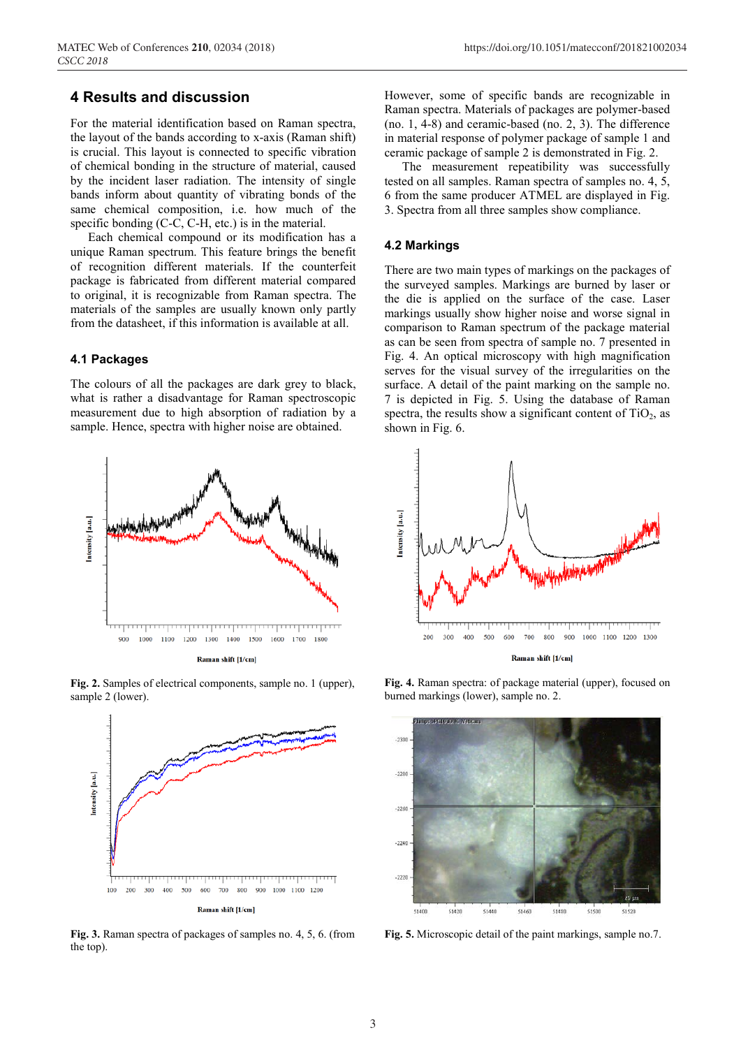## 4 Results and discussion

For the material identification based on Raman spectra, the layout of the bands according to x-axis (Raman shift) is crucial. This layout is connected to specific vibration of chemical bonding in the structure of material, caused by the incident laser radiation. The intensity of single bands inform about quantity of vibrating bonds of the same chemical composition, i.e. how much of the specific bonding (C-C, C-H, etc.) is in the material.

Each chemical compound or its modification has a unique Raman spectrum. This feature brings the benefit of recognition different materials. If the counterfeit package is fabricated from different material compared to original, it is recognizable from Raman spectra. The materials of the samples are usually known only partly from the datasheet, if this information is available at all.

### 4.1 Packages

The colours of all the packages are dark grey to black, what is rather a disadvantage for Raman spectroscopic measurement due to high absorption of radiation by a sample. Hence, spectra with higher noise are obtained.

However, some of specific bands are recognizable in Raman spectra. Materials of packages are polymer-based (no. 1, 4-8) and ceramic-based (no. 2, 3). The difference in material response of polymer package of sample 1 and ceramic package of sample 2 is demonstrated in Fig. 2.

The measurement repeatibility was successfully tested on all samples. Raman spectra of samples no. 4, 5, 6 from the same producer ATMEL are displayed in Fig. 3. Spectra from all three samples show compliance.

### 4.2 Markings

There are two main types of markings on the packages of the surveyed samples. Markings are burned by laser or the die is applied on the surface of the case. Laser markings usually show higher noise and worse signal in comparison to Raman spectrum of the package material as can be seen from spectra of sample no. 7 presented in Fig. 4. An optical microscopy with high magnification serves for the visual survey of the irregularities on the surface. A detail of the paint marking on the sample no. 7 is depicted in Fig. 5. Using the database of Raman spectra, the results show a significant content of $TiO_2$, as shown in Fig. 6.

**Fig. 2.** Samples of electrical components, sample no. 1 (upper), sample 2 (lower).

**Fig. 4.** Raman spectra: of package material (upper), focused on burned markings (lower), sample no. 2.

**Fig. 3.** Raman spectra of packages of samples no. 4, 5, 6. (from the top).

**Fig. 5.** Microscopic detail of the paint markings, sample no.7.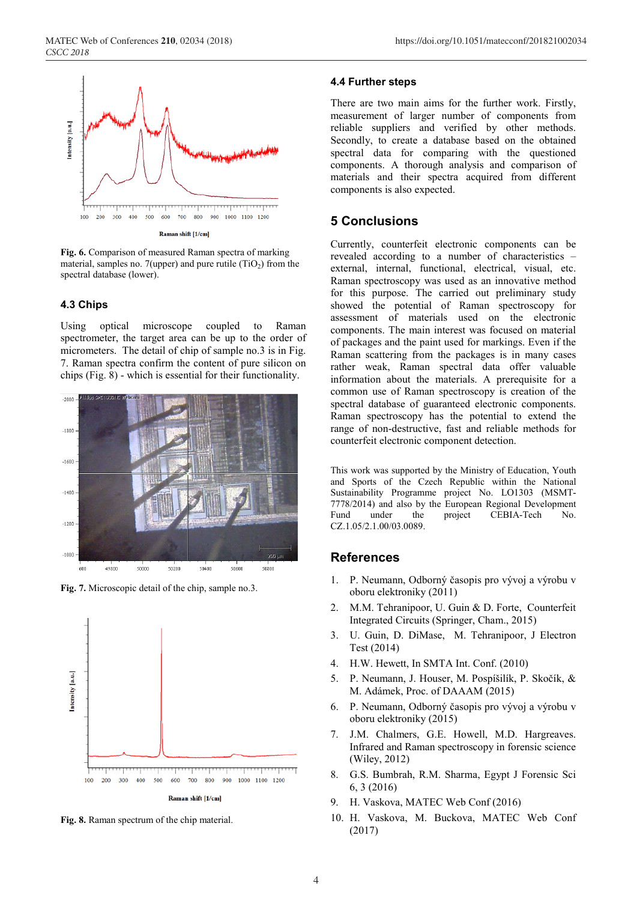Intensity [a.u.]

100 200 300 400 500 600 700 800 900 1000 1100 1200

Raman shift [1/cm]

**Fig. 6.** Comparison of measured Raman spectra of marking material, samples no. 7(upper) and pure rutile ($TiO_2$) from the spectral database (lower).

### 4.3 Chips

Using optical microscope coupled to Raman spectrometer, the target area can be up to the order of micrometers. The detail of chip of sample no.3 is in Fig. 7. Raman spectra confirm the content of pure silicon on chips (Fig. 8) - which is essential for their functionality.

Philips SPC1030NC Webcam

-2000

-1800

-1600

-1400

-1200

-1000

600 49800 50000 50200 50400 50600 50800

200 µm

**Fig. 7.** Microscopic detail of the chip, sample no.3.

Intensity [a.u.]

100 200 300 400 500 600 700 800 900 1000 1100 1200

Raman shift [1/cm]

**Fig. 8.** Raman spectrum of the chip material.

### 4.4 Further steps

There are two main aims for the further work. Firstly, measurement of larger number of components from reliable suppliers and verified by other methods. Secondly, to create a database based on the obtained spectral data for comparing with the questioned components. A thorough analysis and comparison of materials and their spectra acquired from different components is also expected.

## 5 Conclusions

Currently, counterfeit electronic components can be revealed according to a number of characteristics – external, internal, functional, electrical, visual, etc. Raman spectroscopy was used as an innovative method for this purpose. The carried out preliminary study showed the potential of Raman spectroscopy for assessment of materials used on the electronic components. The main interest was focused on material of packages and the paint used for markings. Even if the Raman scattering from the packages is in many cases rather weak, Raman spectral data offer valuable information about the materials. A prerequisite for a common use of Raman spectroscopy is creation of the spectral database of guaranteed electronic components. Raman spectroscopy has the potential to extend the range of non-destructive, fast and reliable methods for counterfeit electronic component detection.

This work was supported by the Ministry of Education, Youth and Sports of the Czech Republic within the National Sustainability Programme project No. LO1303 (MSMT-7778/2014) and also by the European Regional Development Fund under the project CEBIA-Tech No. CZ.1.05/2.1.00/03.0089.

## References

1. P. Neumann, Odborný časopis pro vývoj a výrobu v oboru elektroniky (2011)
2. M.M. Tehranipoor, U. Guin & D. Forte, Counterfeit Integrated Circuits (Springer, Cham., 2015)
3. U. Guin, D. DiMase, M. Tehranipoor, J Electron Test (2014)
4. H.W. Hewett, In SMTA Int. Conf. (2010)
5. P. Neumann, J. Houser, M. Pospíšilík, P. Skočík, & M. Adámek, Proc. of DAAAM (2015)
6. P. Neumann, Odborný časopis pro vývoj a výrobu v oboru elektroniky (2015)
7. J.M. Chalmers, G.E. Howell, M.D. Hargreaves. Infrared and Raman spectroscopy in forensic science (Wiley, 2012)
8. G.S. Bumbrah, R.M. Sharma, Egypt J Forensic Sci 6, 3 (2016)
9. H. Vaskova, MATEC Web Conf (2016)
10. H. Vaskova, M. Buckova, MATEC Web Conf (2017)